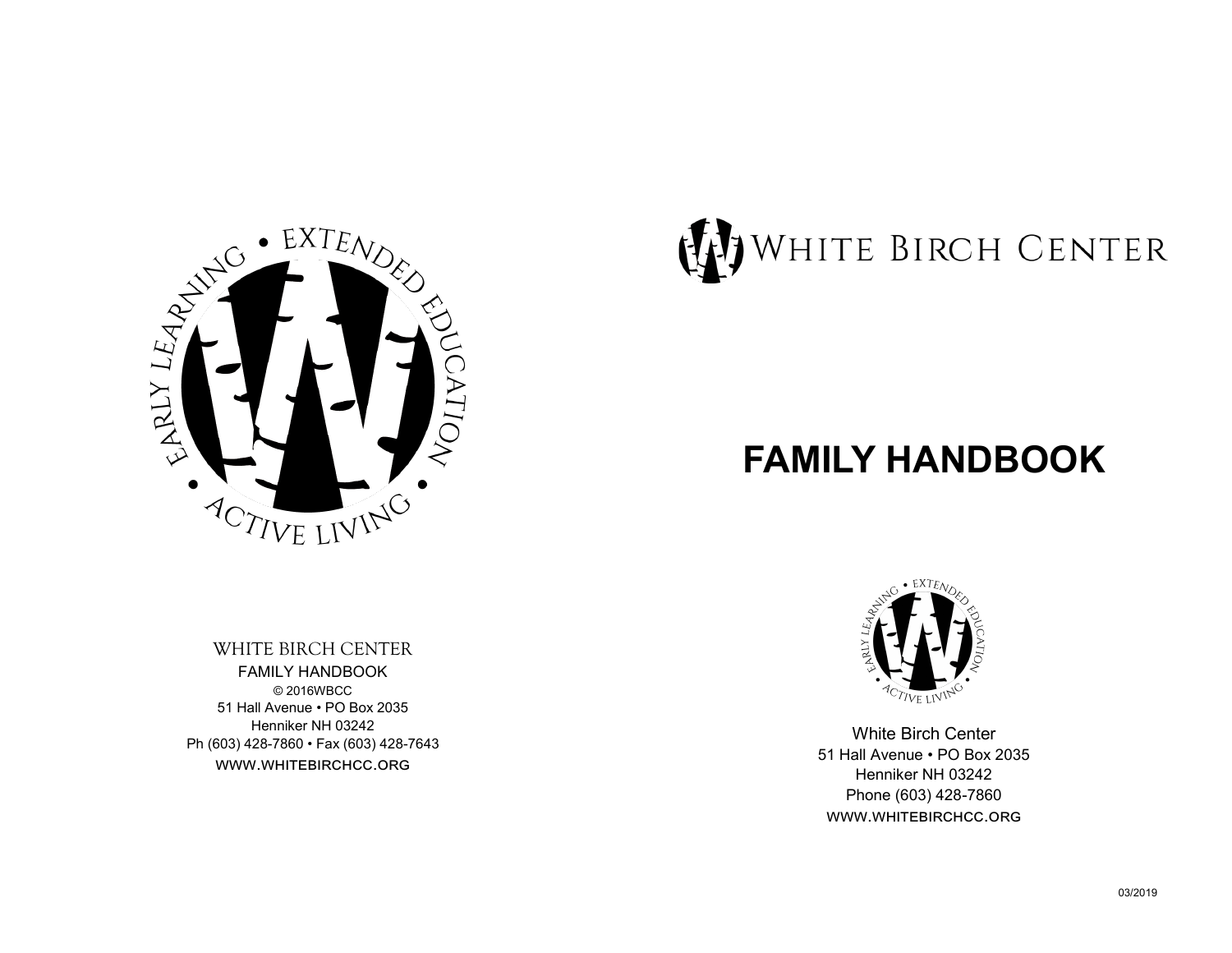WHITE BIRCH CENTER

FAMILY HANDBOOK

© 2016WBCC

51 Hall Avenue • PO Box 2035

Henniker NH 03242

Ph (603) 428-7860 • Fax (603) 428-7643

WWW.WHITEBIRCHCC.ORG

# WHITE BIRCH CENTER

# FAMILY HANDBOOK

White Birch Center

51 Hall Avenue • PO Box 2035

Henniker NH 03242

Phone (603) 428-7860

WWW.WHITEBIRCHCC.ORG

03/2019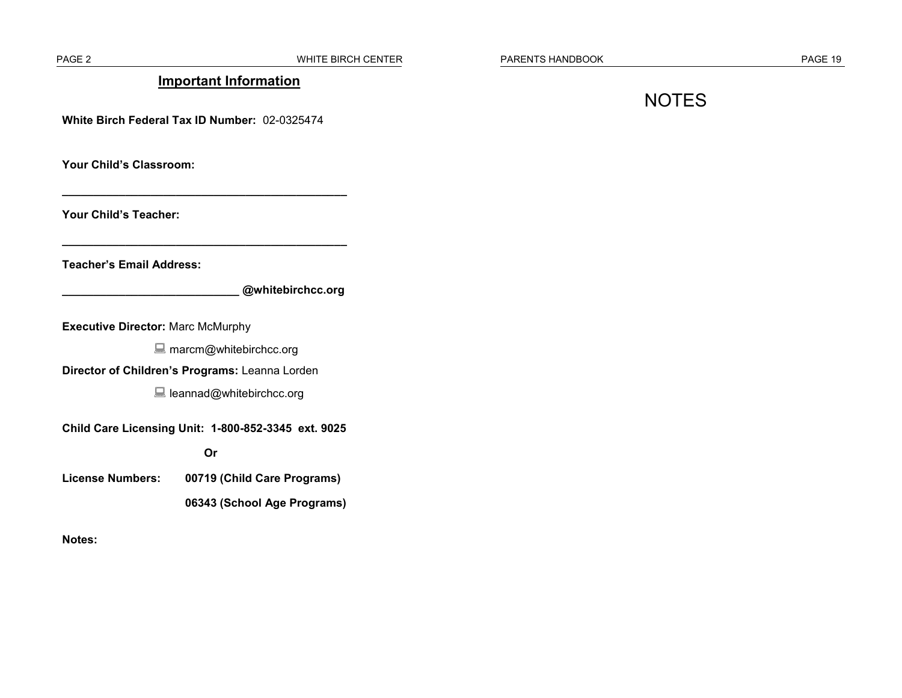## Important Information

**White Birch Federal Tax ID Number:** 02-0325474

**Your Child's Classroom:**

**______________________________________________**

**Your Child's Teacher:**

**______________________________________________**

**Teacher's Email Address:**

**___________________________ @whitebirchcc.org**

**Executive Director:** Marc McMurphy

marcm@whitebirchcc.org

**Director of Children's Programs:** Leanna Lorden

leannad@whitebirchcc.org

**Child Care Licensing Unit: 1-800-852-3345 ext. 9025**

**Or**

**License Numbers: 00719 (Child Care Programs)**

**06343 (School Age Programs)**

**Notes:**

# NOTES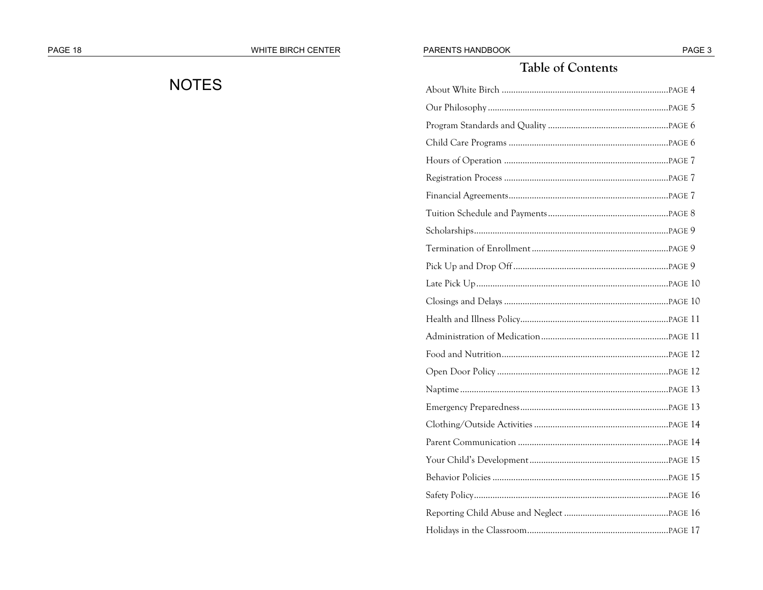# NOTES

## Table of Contents

| | |
|---|---|
| About White Birch | PAGE 4 |
| Our Philosophy | PAGE 5 |
| Program Standards and Quality | PAGE 6 |
| Child Care Programs | PAGE 6 |
| Hours of Operation | PAGE 7 |
| Registration Process | PAGE 7 |
| Financial Agreements | PAGE 7 |
| Tuition Schedule and Payments | PAGE 8 |
| Scholarships | PAGE 9 |
| Termination of Enrollment | PAGE 9 |
| Pick Up and Drop Off | PAGE 9 |
| Late Pick Up | PAGE 10 |
| Closings and Delays | PAGE 10 |
| Health and Illness Policy | PAGE 11 |
| Administration of Medication | PAGE 11 |
| Food and Nutrition | PAGE 12 |
| Open Door Policy | PAGE 12 |
| Naptime | PAGE 13 |
| Emergency Preparedness | PAGE 13 |
| Clothing/Outside Activities | PAGE 14 |
| Parent Communication | PAGE 14 |
| Your Child's Development | PAGE 15 |
| Behavior Policies | PAGE 15 |
| Safety Policy | PAGE 16 |
| Reporting Child Abuse and Neglect | PAGE 16 |
| Holidays in the Classroom | PAGE 17 |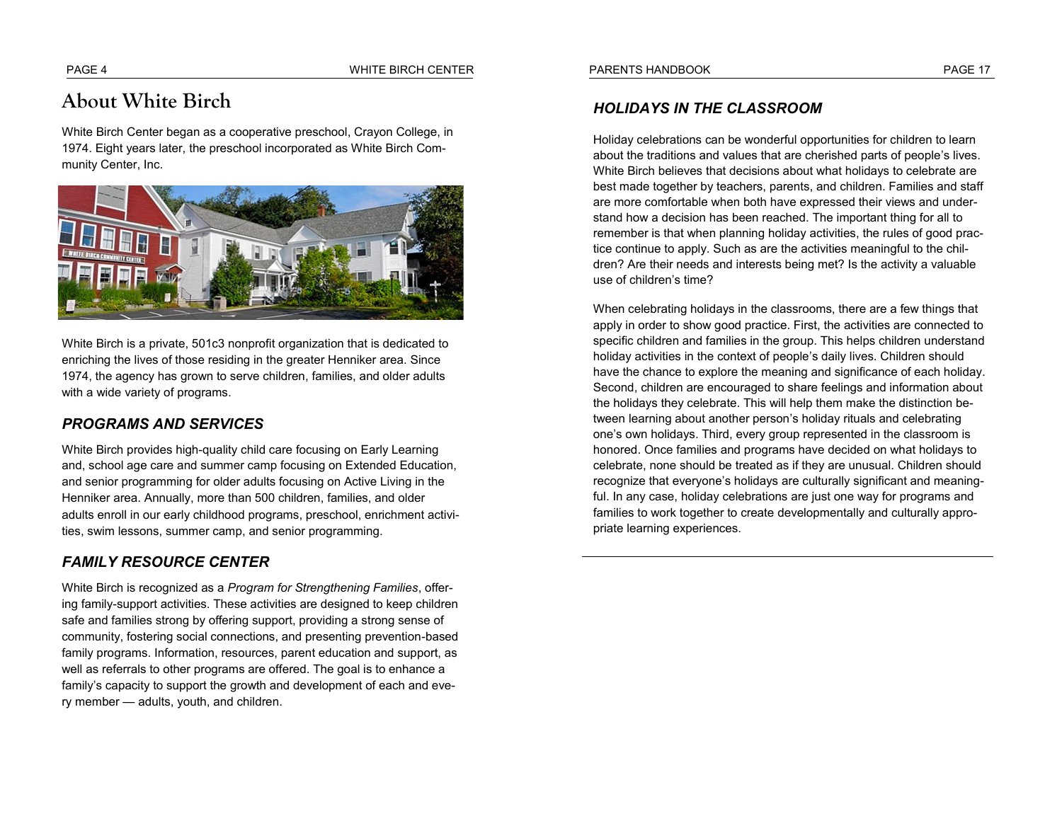# About White Birch

White Birch Center began as a cooperative preschool, Crayon College, in 1974. Eight years later, the preschool incorporated as White Birch Community Center, Inc.

White Birch is a private, 501c3 nonprofit organization that is dedicated to enriching the lives of those residing in the greater Henniker area. Since 1974, the agency has grown to serve children, families, and older adults with a wide variety of programs.

## *PROGRAMS AND SERVICES*

White Birch provides high-quality child care focusing on Early Learning and, school age care and summer camp focusing on Extended Education, and senior programming for older adults focusing on Active Living in the Henniker area. Annually, more than 500 children, families, and older adults enroll in our early childhood programs, preschool, enrichment activities, swim lessons, summer camp, and senior programming.

## *FAMILY RESOURCE CENTER*

White Birch is recognized as a *Program for Strengthening Families*, offering family-support activities. These activities are designed to keep children safe and families strong by offering support, providing a strong sense of community, fostering social connections, and presenting prevention-based family programs. Information, resources, parent education and support, as well as referrals to other programs are offered. The goal is to enhance a family's capacity to support the growth and development of each and every member — adults, youth, and children.

## *HOLIDAYS IN THE CLASSROOM*

Holiday celebrations can be wonderful opportunities for children to learn about the traditions and values that are cherished parts of people's lives. White Birch believes that decisions about what holidays to celebrate are best made together by teachers, parents, and children. Families and staff are more comfortable when both have expressed their views and understand how a decision has been reached. The important thing for all to remember is that when planning holiday activities, the rules of good practice continue to apply. Such as are the activities meaningful to the children? Are their needs and interests being met? Is the activity a valuable use of children's time?

When celebrating holidays in the classrooms, there are a few things that apply in order to show good practice. First, the activities are connected to specific children and families in the group. This helps children understand holiday activities in the context of people's daily lives. Children should have the chance to explore the meaning and significance of each holiday. Second, children are encouraged to share feelings and information about the holidays they celebrate. This will help them make the distinction between learning about another person's holiday rituals and celebrating one's own holidays. Third, every group represented in the classroom is honored. Once families and programs have decided on what holidays to celebrate, none should be treated as if they are unusual. Children should recognize that everyone's holidays are culturally significant and meaningful. In any case, holiday celebrations are just one way for programs and families to work together to create developmentally and culturally appropriate learning experiences.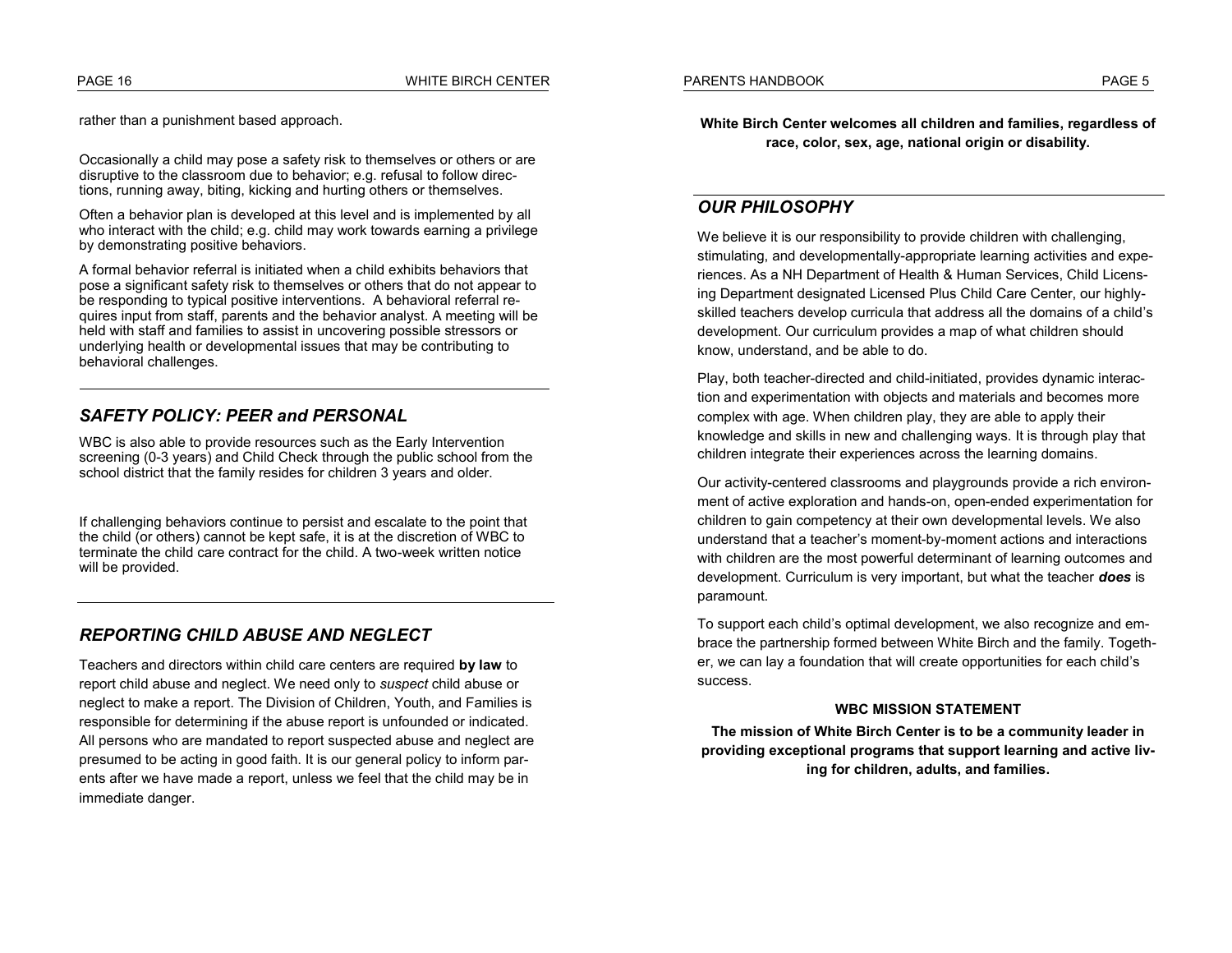rather than a punishment based approach.

Occasionally a child may pose a safety risk to themselves or others or are disruptive to the classroom due to behavior; e.g. refusal to follow directions, running away, biting, kicking and hurting others or themselves.

Often a behavior plan is developed at this level and is implemented by all who interact with the child; e.g. child may work towards earning a privilege by demonstrating positive behaviors.

A formal behavior referral is initiated when a child exhibits behaviors that pose a significant safety risk to themselves or others that do not appear to be responding to typical positive interventions. A behavioral referral requires input from staff, parents and the behavior analyst. A meeting will be held with staff and families to assist in uncovering possible stressors or underlying health or developmental issues that may be contributing to behavioral challenges.

## *SAFETY POLICY: PEER and PERSONAL*

WBC is also able to provide resources such as the Early Intervention screening (0-3 years) and Child Check through the public school from the school district that the family resides for children 3 years and older.

If challenging behaviors continue to persist and escalate to the point that the child (or others) cannot be kept safe, it is at the discretion of WBC to terminate the child care contract for the child. A two-week written notice will be provided.

## *REPORTING CHILD ABUSE AND NEGLECT*

Teachers and directors within child care centers are required **by law** to report child abuse and neglect. We need only to *suspect* child abuse or neglect to make a report. The Division of Children, Youth, and Families is responsible for determining if the abuse report is unfounded or indicated. All persons who are mandated to report suspected abuse and neglect are presumed to be acting in good faith. It is our general policy to inform parents after we have made a report, unless we feel that the child may be in immediate danger.

**White Birch Center welcomes all children and families, regardless of race, color, sex, age, national origin or disability.**

## *OUR PHILOSOPHY*

We believe it is our responsibility to provide children with challenging, stimulating, and developmentally-appropriate learning activities and experiences. As a NH Department of Health & Human Services, Child Licensing Department designated Licensed Plus Child Care Center, our highly-skilled teachers develop curricula that address all the domains of a child's development. Our curriculum provides a map of what children should know, understand, and be able to do.

Play, both teacher-directed and child-initiated, provides dynamic interaction and experimentation with objects and materials and becomes more complex with age. When children play, they are able to apply their knowledge and skills in new and challenging ways. It is through play that children integrate their experiences across the learning domains.

Our activity-centered classrooms and playgrounds provide a rich environment of active exploration and hands-on, open-ended experimentation for children to gain competency at their own developmental levels. We also understand that a teacher's moment-by-moment actions and interactions with children are the most powerful determinant of learning outcomes and development. Curriculum is very important, but what the teacher ***does*** is paramount.

To support each child's optimal development, we also recognize and embrace the partnership formed between White Birch and the family. Together, we can lay a foundation that will create opportunities for each child's success.

**WBC MISSION STATEMENT**

**The mission of White Birch Center is to be a community leader in providing exceptional programs that support learning and active living for children, adults, and families.**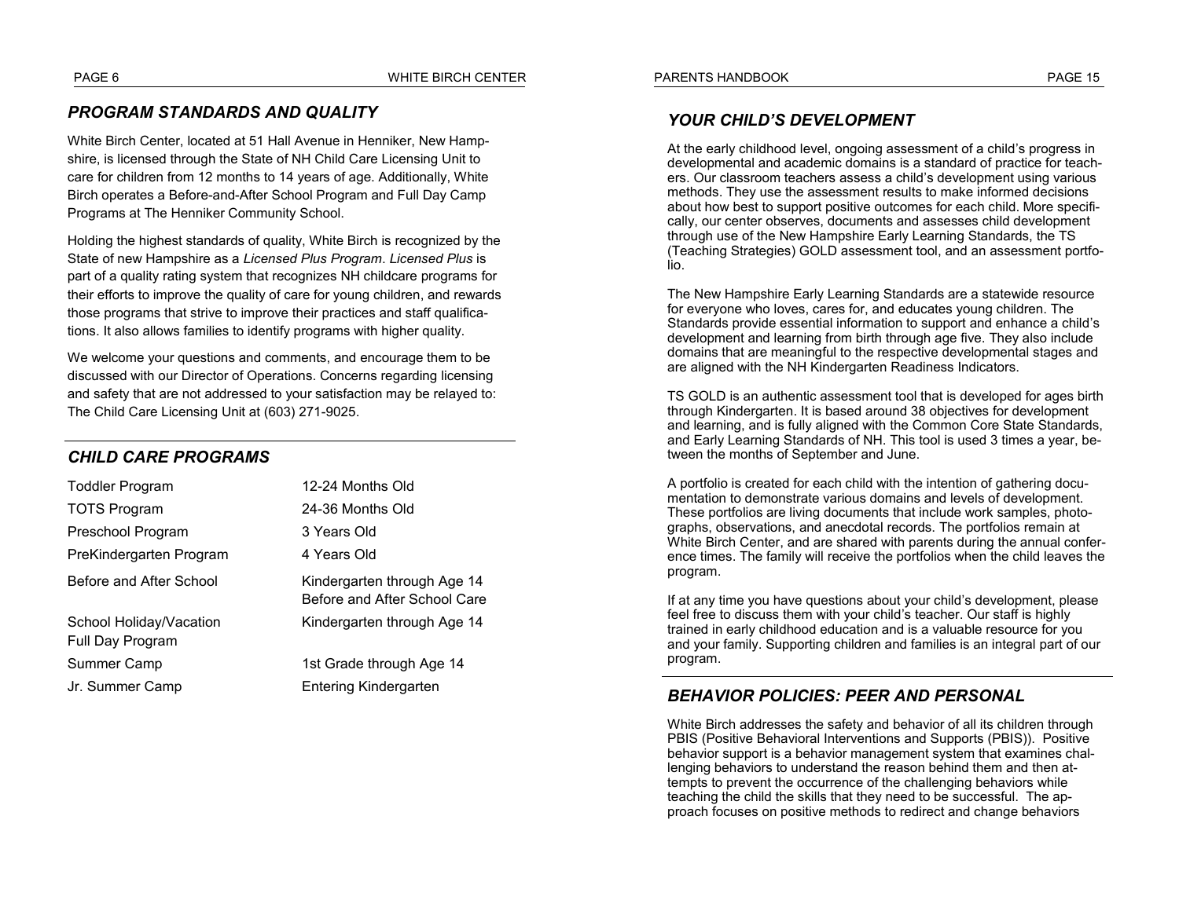## PROGRAM STANDARDS AND QUALITY

White Birch Center, located at 51 Hall Avenue in Henniker, New Hampshire, is licensed through the State of NH Child Care Licensing Unit to care for children from 12 months to 14 years of age. Additionally, White Birch operates a Before-and-After School Program and Full Day Camp Programs at The Henniker Community School.

Holding the highest standards of quality, White Birch is recognized by the State of new Hampshire as a *Licensed Plus Program*. *Licensed Plus* is part of a quality rating system that recognizes NH childcare programs for their efforts to improve the quality of care for young children, and rewards those programs that strive to improve their practices and staff qualifications. It also allows families to identify programs with higher quality.

We welcome your questions and comments, and encourage them to be discussed with our Director of Operations. Concerns regarding licensing and safety that are not addressed to your satisfaction may be relayed to: The Child Care Licensing Unit at (603) 271-9025.

## CHILD CARE PROGRAMS

| | |
|---|---|
| Toddler Program | 12-24 Months Old |
| TOTS Program | 24-36 Months Old |
| Preschool Program | 3 Years Old |
| PreKindergarten Program | 4 Years Old |
| Before and After School | Kindergarten through Age 14 Before and After School Care |
| School Holiday/Vacation Full Day Program | Kindergarten through Age 14 |
| Summer Camp | 1st Grade through Age 14 |
| Jr. Summer Camp | Entering Kindergarten |

## YOUR CHILD'S DEVELOPMENT

At the early childhood level, ongoing assessment of a child's progress in developmental and academic domains is a standard of practice for teachers. Our classroom teachers assess a child's development using various methods. They use the assessment results to make informed decisions about how best to support positive outcomes for each child. More specifically, our center observes, documents and assesses child development through use of the New Hampshire Early Learning Standards, the TS (Teaching Strategies) GOLD assessment tool, and an assessment portfolio.

The New Hampshire Early Learning Standards are a statewide resource for everyone who loves, cares for, and educates young children. The Standards provide essential information to support and enhance a child's development and learning from birth through age five. They also include domains that are meaningful to the respective developmental stages and are aligned with the NH Kindergarten Readiness Indicators.

TS GOLD is an authentic assessment tool that is developed for ages birth through Kindergarten. It is based around 38 objectives for development and learning, and is fully aligned with the Common Core State Standards, and Early Learning Standards of NH. This tool is used 3 times a year, between the months of September and June.

A portfolio is created for each child with the intention of gathering documentation to demonstrate various domains and levels of development. These portfolios are living documents that include work samples, photographs, observations, and anecdotal records. The portfolios remain at White Birch Center, and are shared with parents during the annual conference times. The family will receive the portfolios when the child leaves the program.

If at any time you have questions about your child's development, please feel free to discuss them with your child's teacher. Our staff is highly trained in early childhood education and is a valuable resource for you and your family. Supporting children and families is an integral part of our program.

## BEHAVIOR POLICIES: PEER AND PERSONAL

White Birch addresses the safety and behavior of all its children through PBIS (Positive Behavioral Interventions and Supports (PBIS)). Positive behavior support is a behavior management system that examines challenging behaviors to understand the reason behind them and then attempts to prevent the occurrence of the challenging behaviors while teaching the child the skills that they need to be successful. The approach focuses on positive methods to redirect and change behaviors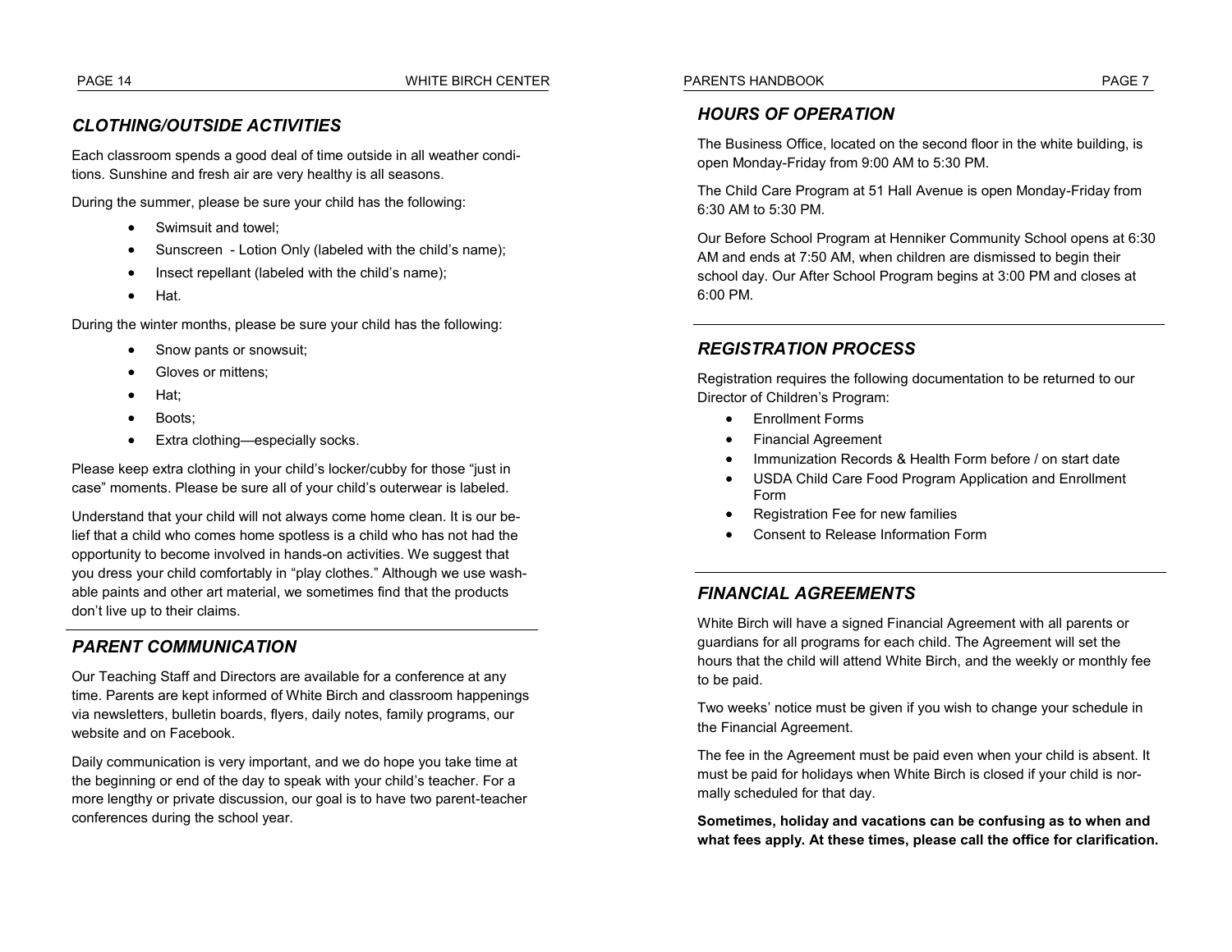## *CLOTHING/OUTSIDE ACTIVITIES*

Each classroom spends a good deal of time outside in all weather conditions. Sunshine and fresh air are very healthy is all seasons.

During the summer, please be sure your child has the following:

- Swimsuit and towel;
- Sunscreen - Lotion Only (labeled with the child's name);
- Insect repellant (labeled with the child's name);
- Hat.

During the winter months, please be sure your child has the following:

- Snow pants or snowsuit;
- Gloves or mittens;
- Hat;
- Boots;
- Extra clothing—especially socks.

Please keep extra clothing in your child's locker/cubby for those "just in case" moments. Please be sure all of your child's outerwear is labeled.

Understand that your child will not always come home clean. It is our belief that a child who comes home spotless is a child who has not had the opportunity to become involved in hands-on activities. We suggest that you dress your child comfortably in "play clothes." Although we use washable paints and other art material, we sometimes find that the products don't live up to their claims.

## *PARENT COMMUNICATION*

Our Teaching Staff and Directors are available for a conference at any time. Parents are kept informed of White Birch and classroom happenings via newsletters, bulletin boards, flyers, daily notes, family programs, our website and on Facebook.

Daily communication is very important, and we do hope you take time at the beginning or end of the day to speak with your child's teacher. For a more lengthy or private discussion, our goal is to have two parent-teacher conferences during the school year.

## *HOURS OF OPERATION*

The Business Office, located on the second floor in the white building, is open Monday-Friday from 9:00 AM to 5:30 PM.

The Child Care Program at 51 Hall Avenue is open Monday-Friday from 6:30 AM to 5:30 PM.

Our Before School Program at Henniker Community School opens at 6:30 AM and ends at 7:50 AM, when children are dismissed to begin their school day. Our After School Program begins at 3:00 PM and closes at 6:00 PM.

## *REGISTRATION PROCESS*

Registration requires the following documentation to be returned to our Director of Children's Program:

- Enrollment Forms
- Financial Agreement
- Immunization Records & Health Form before / on start date
- USDA Child Care Food Program Application and Enrollment Form
- Registration Fee for new families
- Consent to Release Information Form

## *FINANCIAL AGREEMENTS*

White Birch will have a signed Financial Agreement with all parents or guardians for all programs for each child. The Agreement will set the hours that the child will attend White Birch, and the weekly or monthly fee to be paid.

Two weeks' notice must be given if you wish to change your schedule in the Financial Agreement.

The fee in the Agreement must be paid even when your child is absent. It must be paid for holidays when White Birch is closed if your child is normally scheduled for that day.

**Sometimes, holiday and vacations can be confusing as to when and what fees apply. At these times, please call the office for clarification.**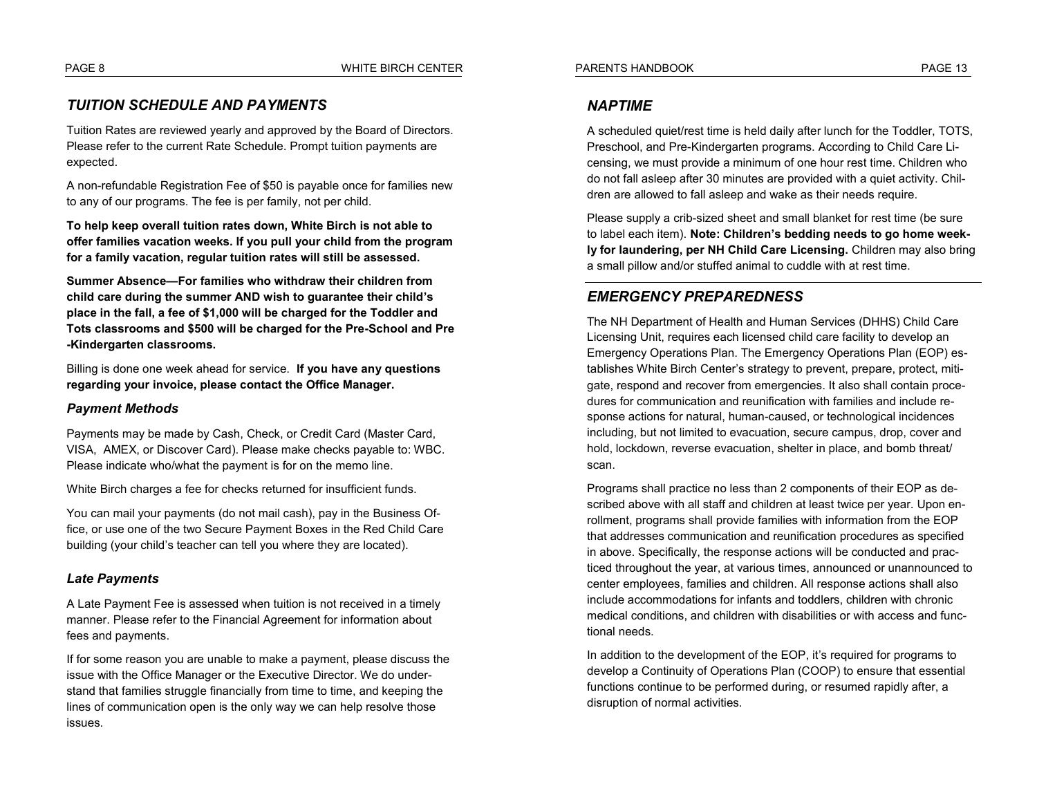## *TUITION SCHEDULE AND PAYMENTS*

Tuition Rates are reviewed yearly and approved by the Board of Directors. Please refer to the current Rate Schedule. Prompt tuition payments are expected.

A non-refundable Registration Fee of $50 is payable once for families new to any of our programs. The fee is per family, not per child.

**To help keep overall tuition rates down, White Birch is not able to offer families vacation weeks. If you pull your child from the program for a family vacation, regular tuition rates will still be assessed.**

**Summer Absence—For families who withdraw their children from child care during the summer AND wish to guarantee their child's place in the fall, a fee of $1,000 will be charged for the Toddler and Tots classrooms and $500 will be charged for the Pre-School and Pre-Kindergarten classrooms.**

Billing is done one week ahead for service. **If you have any questions regarding your invoice, please contact the Office Manager.**

### *Payment Methods*

Payments may be made by Cash, Check, or Credit Card (Master Card, VISA, AMEX, or Discover Card). Please make checks payable to: WBC. Please indicate who/what the payment is for on the memo line.

White Birch charges a fee for checks returned for insufficient funds.

You can mail your payments (do not mail cash), pay in the Business Office, or use one of the two Secure Payment Boxes in the Red Child Care building (your child's teacher can tell you where they are located).

### *Late Payments*

A Late Payment Fee is assessed when tuition is not received in a timely manner. Please refer to the Financial Agreement for information about fees and payments.

If for some reason you are unable to make a payment, please discuss the issue with the Office Manager or the Executive Director. We do understand that families struggle financially from time to time, and keeping the lines of communication open is the only way we can help resolve those issues.

## *NAPTIME*

A scheduled quiet/rest time is held daily after lunch for the Toddler, TOTS, Preschool, and Pre-Kindergarten programs. According to Child Care Licensing, we must provide a minimum of one hour rest time. Children who do not fall asleep after 30 minutes are provided with a quiet activity. Children are allowed to fall asleep and wake as their needs require.

Please supply a crib-sized sheet and small blanket for rest time (be sure to label each item). **Note: Children's bedding needs to go home weekly for laundering, per NH Child Care Licensing.** Children may also bring a small pillow and/or stuffed animal to cuddle with at rest time.

## *EMERGENCY PREPAREDNESS*

The NH Department of Health and Human Services (DHHS) Child Care Licensing Unit, requires each licensed child care facility to develop an Emergency Operations Plan. The Emergency Operations Plan (EOP) establishes White Birch Center's strategy to prevent, prepare, protect, mitigate, respond and recover from emergencies. It also shall contain procedures for communication and reunification with families and include response actions for natural, human-caused, or technological incidences including, but not limited to evacuation, secure campus, drop, cover and hold, lockdown, reverse evacuation, shelter in place, and bomb threat/scan.

Programs shall practice no less than 2 components of their EOP as described above with all staff and children at least twice per year. Upon enrollment, programs shall provide families with information from the EOP that addresses communication and reunification procedures as specified in above. Specifically, the response actions will be conducted and practiced throughout the year, at various times, announced or unannounced to center employees, families and children. All response actions shall also include accommodations for infants and toddlers, children with chronic medical conditions, and children with disabilities or with access and functional needs.

In addition to the development of the EOP, it's required for programs to develop a Continuity of Operations Plan (COOP) to ensure that essential functions continue to be performed during, or resumed rapidly after, a disruption of normal activities.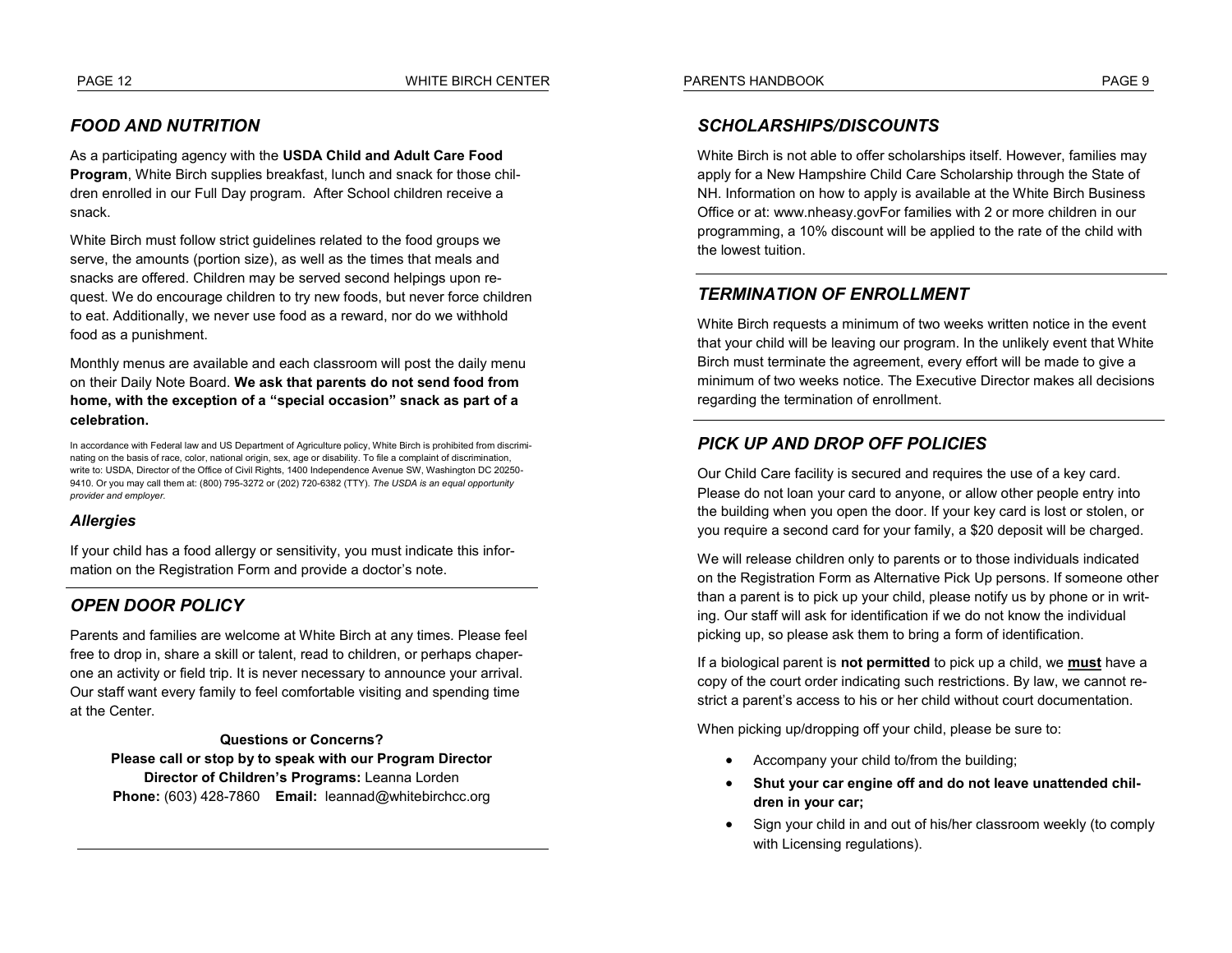## *FOOD AND NUTRITION*

As a participating agency with the **USDA Child and Adult Care Food Program**, White Birch supplies breakfast, lunch and snack for those children enrolled in our Full Day program. After School children receive a snack.

White Birch must follow strict guidelines related to the food groups we serve, the amounts (portion size), as well as the times that meals and snacks are offered. Children may be served second helpings upon request. We do encourage children to try new foods, but never force children to eat. Additionally, we never use food as a reward, nor do we withhold food as a punishment.

Monthly menus are available and each classroom will post the daily menu on their Daily Note Board. **We ask that parents do not send food from home, with the exception of a "special occasion" snack as part of a celebration.**

In accordance with Federal law and US Department of Agriculture policy, White Birch is prohibited from discriminating on the basis of race, color, national origin, sex, age or disability. To file a complaint of discrimination, write to: USDA, Director of the Office of Civil Rights, 1400 Independence Avenue SW, Washington DC 20250-9410. Or you may call them at: (800) 795-3272 or (202) 720-6382 (TTY). *The USDA is an equal opportunity provider and employer.*

### *Allergies*

If your child has a food allergy or sensitivity, you must indicate this information on the Registration Form and provide a doctor's note.

## *OPEN DOOR POLICY*

Parents and families are welcome at White Birch at any times. Please feel free to drop in, share a skill or talent, read to children, or perhaps chaperone an activity or field trip. It is never necessary to announce your arrival. Our staff want every family to feel comfortable visiting and spending time at the Center.

**Questions or Concerns?**
**Please call or stop by to speak with our Program Director**
**Director of Children's Programs:** Leanna Lorden
**Phone:** (603) 428-7860 **Email:** leannad@whitebirchcc.org

## *SCHOLARSHIPS/DISCOUNTS*

White Birch is not able to offer scholarships itself. However, families may apply for a New Hampshire Child Care Scholarship through the State of NH. Information on how to apply is available at the White Birch Business Office or at: www.nheasy.govFor families with 2 or more children in our programming, a 10% discount will be applied to the rate of the child with the lowest tuition.

## *TERMINATION OF ENROLLMENT*

White Birch requests a minimum of two weeks written notice in the event that your child will be leaving our program. In the unlikely event that White Birch must terminate the agreement, every effort will be made to give a minimum of two weeks notice. The Executive Director makes all decisions regarding the termination of enrollment.

## *PICK UP AND DROP OFF POLICIES*

Our Child Care facility is secured and requires the use of a key card. Please do not loan your card to anyone, or allow other people entry into the building when you open the door. If your key card is lost or stolen, or you require a second card for your family, a $20 deposit will be charged.

We will release children only to parents or to those individuals indicated on the Registration Form as Alternative Pick Up persons. If someone other than a parent is to pick up your child, please notify us by phone or in writing. Our staff will ask for identification if we do not know the individual picking up, so please ask them to bring a form of identification.

If a biological parent is **not permitted** to pick up a child, we **<u>must</u>** have a copy of the court order indicating such restrictions. By law, we cannot restrict a parent's access to his or her child without court documentation.

When picking up/dropping off your child, please be sure to:

- Accompany your child to/from the building;
- **Shut your car engine off and do not leave unattended children in your car;**
- Sign your child in and out of his/her classroom weekly (to comply with Licensing regulations).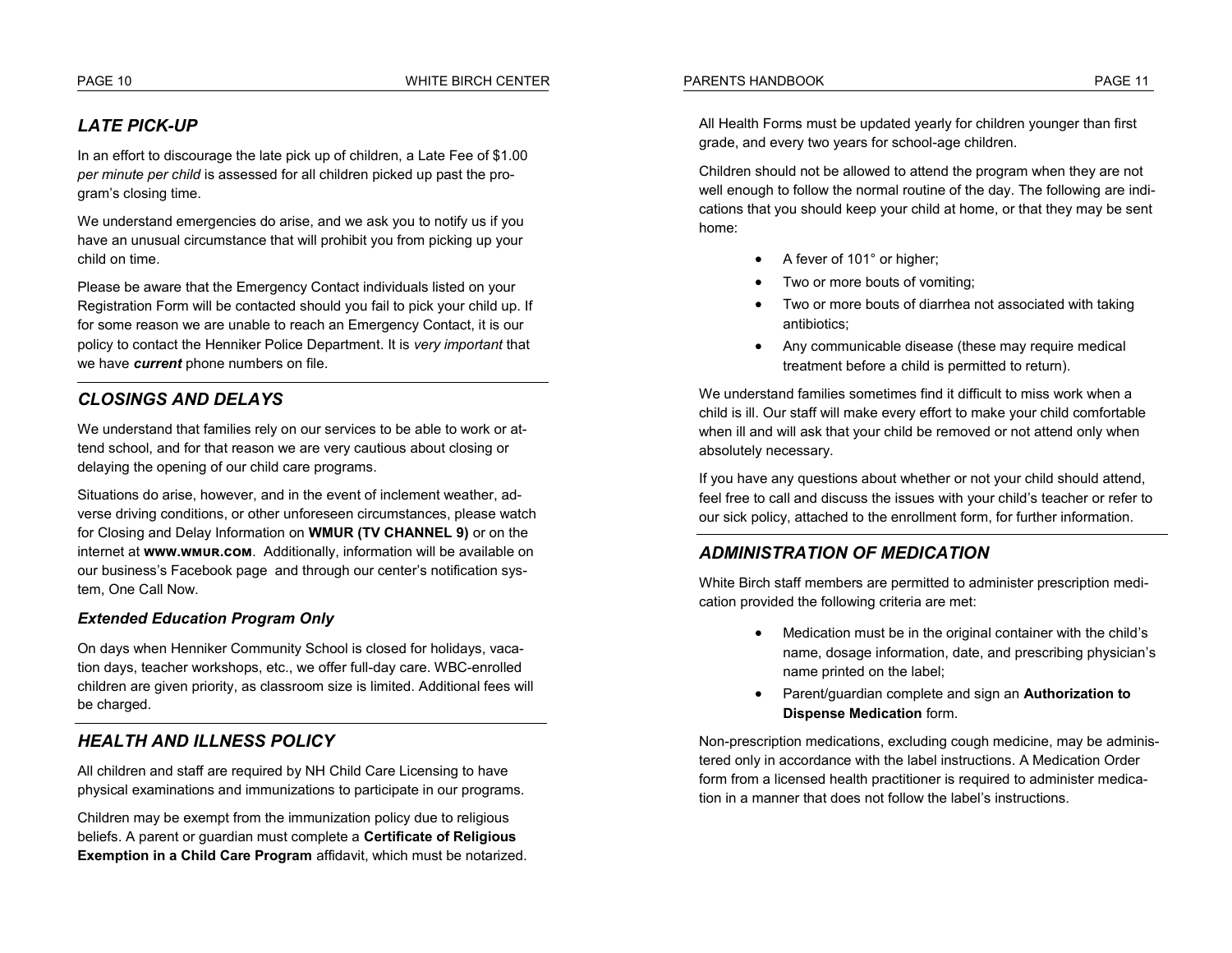## *LATE PICK-UP*

In an effort to discourage the late pick up of children, a Late Fee of $1.00 *per minute per child* is assessed for all children picked up past the program's closing time.

We understand emergencies do arise, and we ask you to notify us if you have an unusual circumstance that will prohibit you from picking up your child on time.

Please be aware that the Emergency Contact individuals listed on your Registration Form will be contacted should you fail to pick your child up. If for some reason we are unable to reach an Emergency Contact, it is our policy to contact the Henniker Police Department. It is *very important* that we have ***current*** phone numbers on file.

## *CLOSINGS AND DELAYS*

We understand that families rely on our services to be able to work or attend school, and for that reason we are very cautious about closing or delaying the opening of our child care programs.

Situations do arise, however, and in the event of inclement weather, adverse driving conditions, or other unforeseen circumstances, please watch for Closing and Delay Information on **WMUR (TV CHANNEL 9)** or on the internet at **WWW.WMUR.COM**. Additionally, information will be available on our business's Facebook page and through our center's notification system, One Call Now.

### *Extended Education Program Only*

On days when Henniker Community School is closed for holidays, vacation days, teacher workshops, etc., we offer full-day care. WBC-enrolled children are given priority, as classroom size is limited. Additional fees will be charged.

## *HEALTH AND ILLNESS POLICY*

All children and staff are required by NH Child Care Licensing to have physical examinations and immunizations to participate in our programs.

Children may be exempt from the immunization policy due to religious beliefs. A parent or guardian must complete a **Certificate of Religious Exemption in a Child Care Program** affidavit, which must be notarized.

All Health Forms must be updated yearly for children younger than first grade, and every two years for school-age children.

Children should not be allowed to attend the program when they are not well enough to follow the normal routine of the day. The following are indications that you should keep your child at home, or that they may be sent home:

- A fever of 101° or higher;
- Two or more bouts of vomiting;
- Two or more bouts of diarrhea not associated with taking antibiotics;
- Any communicable disease (these may require medical treatment before a child is permitted to return).

We understand families sometimes find it difficult to miss work when a child is ill. Our staff will make every effort to make your child comfortable when ill and will ask that your child be removed or not attend only when absolutely necessary.

If you have any questions about whether or not your child should attend, feel free to call and discuss the issues with your child's teacher or refer to our sick policy, attached to the enrollment form, for further information.

## *ADMINISTRATION OF MEDICATION*

White Birch staff members are permitted to administer prescription medication provided the following criteria are met:

- Medication must be in the original container with the child's name, dosage information, date, and prescribing physician's name printed on the label;
- Parent/guardian complete and sign an **Authorization to Dispense Medication** form.

Non-prescription medications, excluding cough medicine, may be administered only in accordance with the label instructions. A Medication Order form from a licensed health practitioner is required to administer medication in a manner that does not follow the label's instructions.